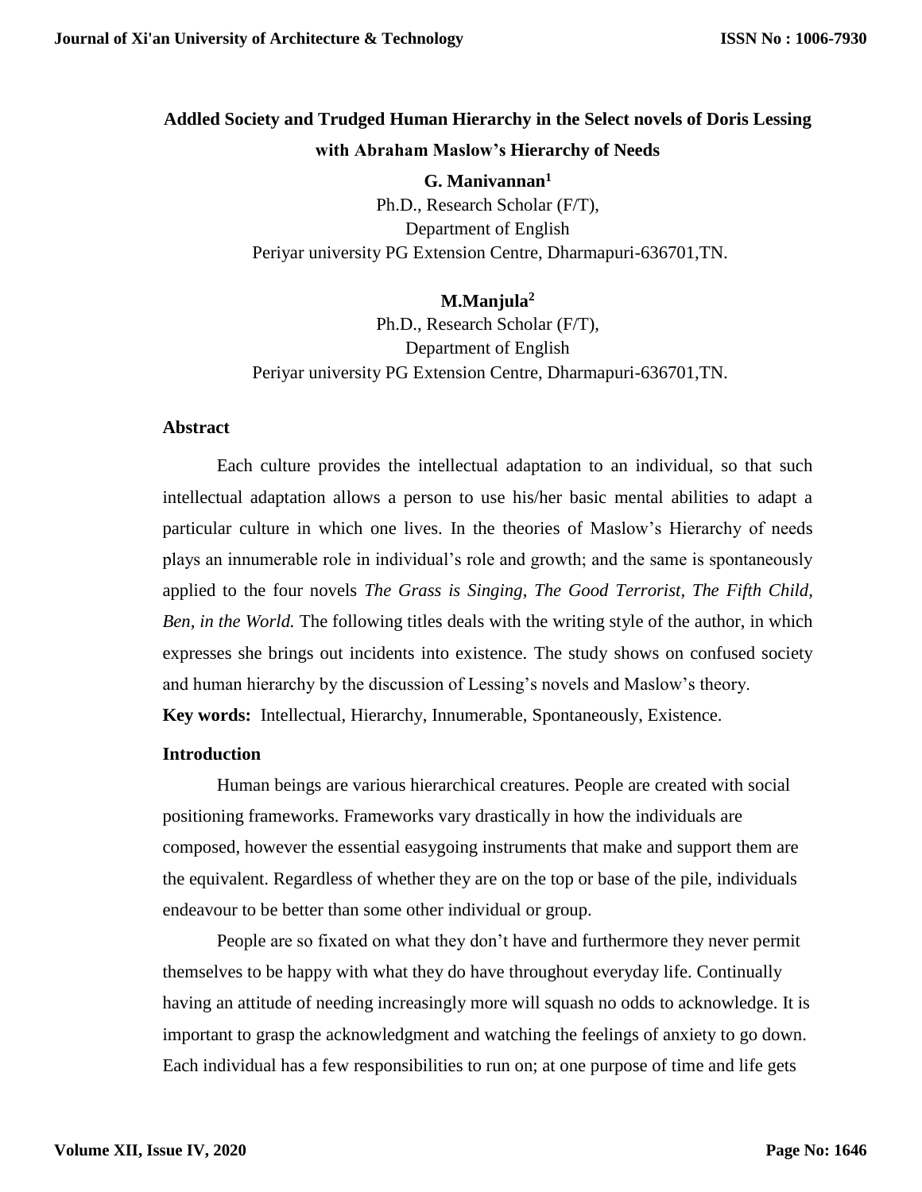# Addled Society and Trudged Human Hierarchy in the Select novels of Doris Lessing with Abraham Maslow's Hierarchy of Needs

**G. Manivannan[1]**
Ph.D., Research Scholar (F/T),
Department of English
Periyar university PG Extension Centre, Dharmapuri-636701,TN.

**M.Manjula[2]**
Ph.D., Research Scholar (F/T),
Department of English
Periyar university PG Extension Centre, Dharmapuri-636701,TN.

## Abstract

Each culture provides the intellectual adaptation to an individual, so that such intellectual adaptation allows a person to use his/her basic mental abilities to adapt a particular culture in which one lives. In the theories of Maslow's Hierarchy of needs plays an innumerable role in individual's role and growth; and the same is spontaneously applied to the four novels *The Grass is Singing*, *The Good Terrorist, The Fifth Child, Ben, in the World.* The following titles deals with the writing style of the author, in which expresses she brings out incidents into existence. The study shows on confused society and human hierarchy by the discussion of Lessing's novels and Maslow's theory.

**Key words:** Intellectual, Hierarchy, Innumerable, Spontaneously, Existence.

## Introduction

Human beings are various hierarchical creatures. People are created with social positioning frameworks. Frameworks vary drastically in how the individuals are composed, however the essential easygoing instruments that make and support them are the equivalent. Regardless of whether they are on the top or base of the pile, individuals endeavour to be better than some other individual or group.

People are so fixated on what they don't have and furthermore they never permit themselves to be happy with what they do have throughout everyday life. Continually having an attitude of needing increasingly more will squash no odds to acknowledge. It is important to grasp the acknowledgment and watching the feelings of anxiety to go down. Each individual has a few responsibilities to run on; at one purpose of time and life gets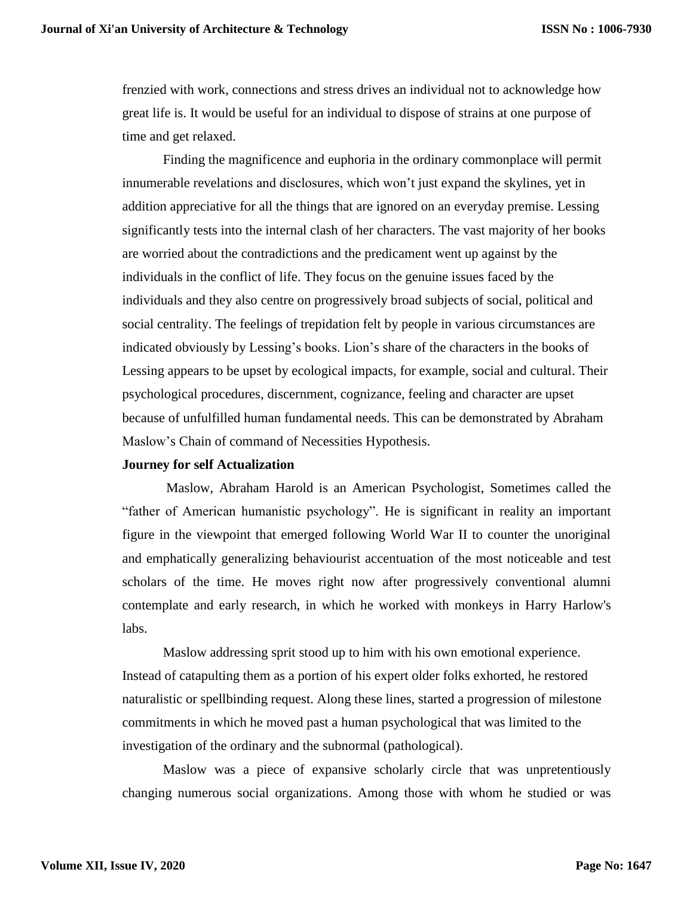frenzied with work, connections and stress drives an individual not to acknowledge how great life is. It would be useful for an individual to dispose of strains at one purpose of time and get relaxed.

Finding the magnificence and euphoria in the ordinary commonplace will permit innumerable revelations and disclosures, which won't just expand the skylines, yet in addition appreciative for all the things that are ignored on an everyday premise. Lessing significantly tests into the internal clash of her characters. The vast majority of her books are worried about the contradictions and the predicament went up against by the individuals in the conflict of life. They focus on the genuine issues faced by the individuals and they also centre on progressively broad subjects of social, political and social centrality. The feelings of trepidation felt by people in various circumstances are indicated obviously by Lessing's books. Lion's share of the characters in the books of Lessing appears to be upset by ecological impacts, for example, social and cultural. Their psychological procedures, discernment, cognizance, feeling and character are upset because of unfulfilled human fundamental needs. This can be demonstrated by Abraham Maslow's Chain of command of Necessities Hypothesis.

**Journey for self Actualization**

Maslow, Abraham Harold is an American Psychologist, Sometimes called the "father of American humanistic psychology". He is significant in reality an important figure in the viewpoint that emerged following World War II to counter the unoriginal and emphatically generalizing behaviourist accentuation of the most noticeable and test scholars of the time. He moves right now after progressively conventional alumni contemplate and early research, in which he worked with monkeys in Harry Harlow's labs.

Maslow addressing sprit stood up to him with his own emotional experience. Instead of catapulting them as a portion of his expert older folks exhorted, he restored naturalistic or spellbinding request. Along these lines, started a progression of milestone commitments in which he moved past a human psychological that was limited to the investigation of the ordinary and the subnormal (pathological).

Maslow was a piece of expansive scholarly circle that was unpretentiously changing numerous social organizations. Among those with whom he studied or was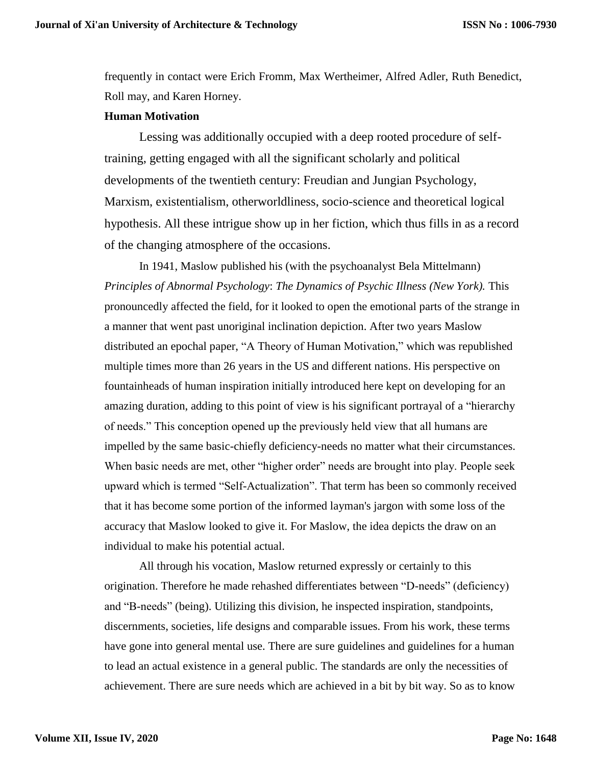frequently in contact were Erich Fromm, Max Wertheimer, Alfred Adler, Ruth Benedict, Roll may, and Karen Horney.

**Human Motivation**

Lessing was additionally occupied with a deep rooted procedure of self-training, getting engaged with all the significant scholarly and political developments of the twentieth century: Freudian and Jungian Psychology, Marxism, existentialism, otherworldliness, socio-science and theoretical logical hypothesis. All these intrigue show up in her fiction, which thus fills in as a record of the changing atmosphere of the occasions.

In 1941, Maslow published his (with the psychoanalyst Bela Mittelmann) *Principles of Abnormal Psychology*: *The Dynamics of Psychic Illness (New York).* This pronouncedly affected the field, for it looked to open the emotional parts of the strange in a manner that went past unoriginal inclination depiction. After two years Maslow distributed an epochal paper, "A Theory of Human Motivation," which was republished multiple times more than 26 years in the US and different nations. His perspective on fountainheads of human inspiration initially introduced here kept on developing for an amazing duration, adding to this point of view is his significant portrayal of a "hierarchy of needs." This conception opened up the previously held view that all humans are impelled by the same basic-chiefly deficiency-needs no matter what their circumstances. When basic needs are met, other "higher order" needs are brought into play. People seek upward which is termed "Self-Actualization". That term has been so commonly received that it has become some portion of the informed layman's jargon with some loss of the accuracy that Maslow looked to give it. For Maslow, the idea depicts the draw on an individual to make his potential actual.

All through his vocation, Maslow returned expressly or certainly to this origination. Therefore he made rehashed differentiates between "D-needs" (deficiency) and "B-needs" (being). Utilizing this division, he inspected inspiration, standpoints, discernments, societies, life designs and comparable issues. From his work, these terms have gone into general mental use. There are sure guidelines and guidelines for a human to lead an actual existence in a general public. The standards are only the necessities of achievement. There are sure needs which are achieved in a bit by bit way. So as to know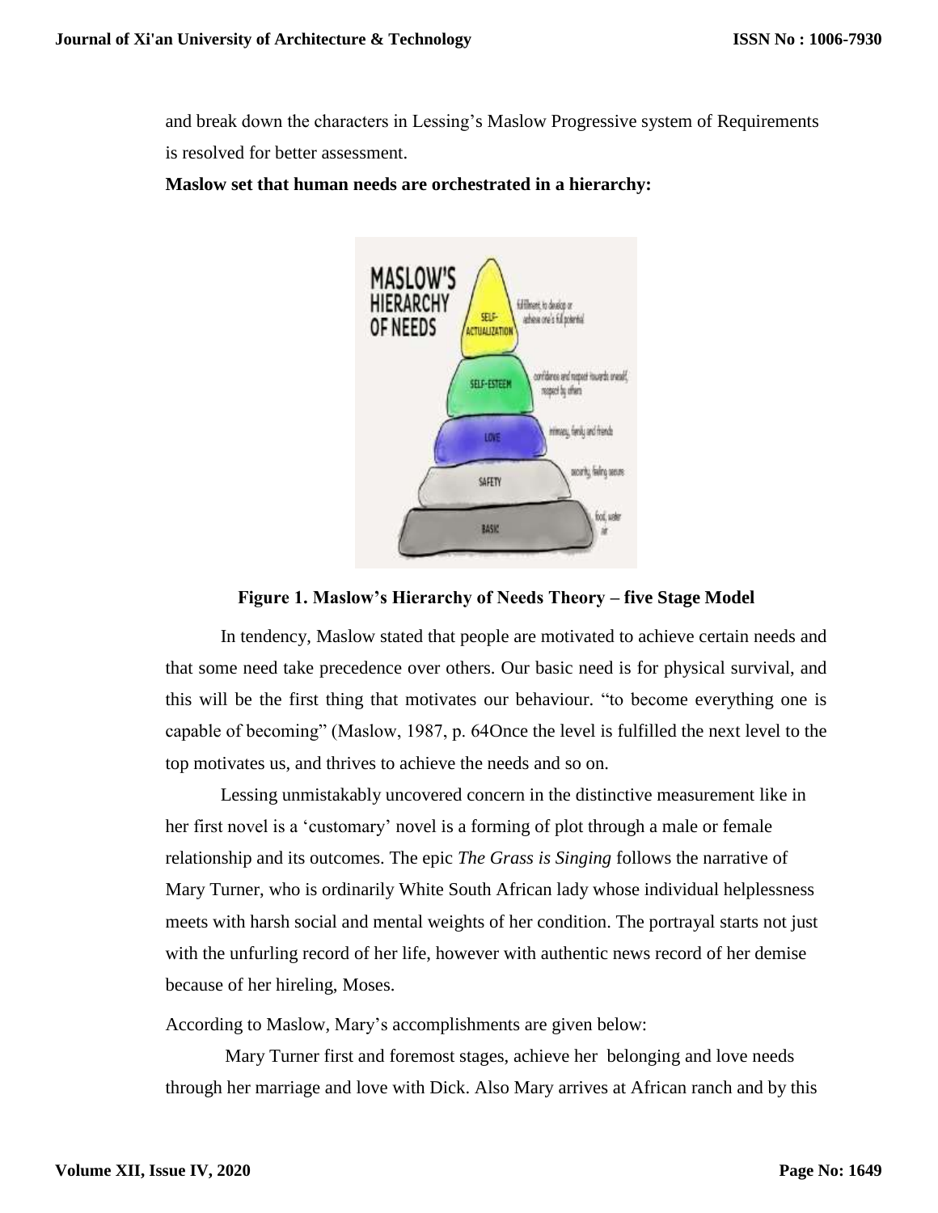and break down the characters in Lessing's Maslow Progressive system of Requirements is resolved for better assessment.

**Maslow set that human needs are orchestrated in a hierarchy:**

**Figure 1. Maslow's Hierarchy of Needs Theory – five Stage Model**

In tendency, Maslow stated that people are motivated to achieve certain needs and that some need take precedence over others. Our basic need is for physical survival, and this will be the first thing that motivates our behaviour. "to become everything one is capable of becoming" (Maslow, 1987, p. 64Once the level is fulfilled the next level to the top motivates us, and thrives to achieve the needs and so on.

Lessing unmistakably uncovered concern in the distinctive measurement like in her first novel is a 'customary' novel is a forming of plot through a male or female relationship and its outcomes. The epic *The Grass is Singing* follows the narrative of Mary Turner, who is ordinarily White South African lady whose individual helplessness meets with harsh social and mental weights of her condition. The portrayal starts not just with the unfurling record of her life, however with authentic news record of her demise because of her hireling, Moses.

According to Maslow, Mary's accomplishments are given below:

Mary Turner first and foremost stages, achieve her belonging and love needs through her marriage and love with Dick. Also Mary arrives at African ranch and by this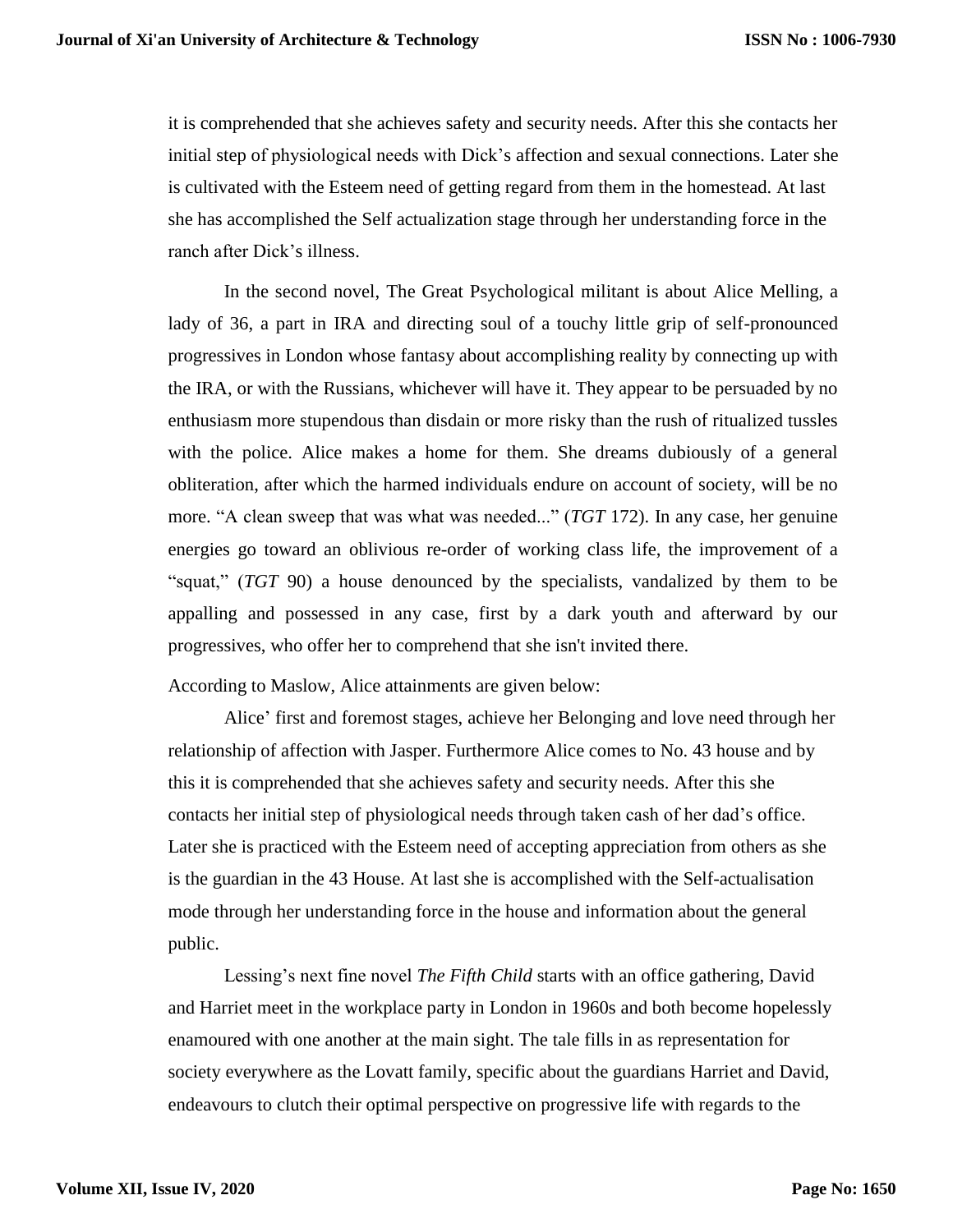it is comprehended that she achieves safety and security needs. After this she contacts her initial step of physiological needs with Dick's affection and sexual connections. Later she is cultivated with the Esteem need of getting regard from them in the homestead. At last she has accomplished the Self actualization stage through her understanding force in the ranch after Dick's illness.

In the second novel, The Great Psychological militant is about Alice Melling, a lady of 36, a part in IRA and directing soul of a touchy little grip of self-pronounced progressives in London whose fantasy about accomplishing reality by connecting up with the IRA, or with the Russians, whichever will have it. They appear to be persuaded by no enthusiasm more stupendous than disdain or more risky than the rush of ritualized tussles with the police. Alice makes a home for them. She dreams dubiously of a general obliteration, after which the harmed individuals endure on account of society, will be no more. "A clean sweep that was what was needed..." (*TGT* 172). In any case, her genuine energies go toward an oblivious re-order of working class life, the improvement of a "squat," (*TGT* 90) a house denounced by the specialists, vandalized by them to be appalling and possessed in any case, first by a dark youth and afterward by our progressives, who offer her to comprehend that she isn't invited there.

According to Maslow, Alice attainments are given below:

Alice' first and foremost stages, achieve her Belonging and love need through her relationship of affection with Jasper. Furthermore Alice comes to No. 43 house and by this it is comprehended that she achieves safety and security needs. After this she contacts her initial step of physiological needs through taken cash of her dad's office. Later she is practiced with the Esteem need of accepting appreciation from others as she is the guardian in the 43 House. At last she is accomplished with the Self-actualisation mode through her understanding force in the house and information about the general public.

Lessing's next fine novel *The Fifth Child* starts with an office gathering, David and Harriet meet in the workplace party in London in 1960s and both become hopelessly enamoured with one another at the main sight. The tale fills in as representation for society everywhere as the Lovatt family, specific about the guardians Harriet and David, endeavours to clutch their optimal perspective on progressive life with regards to the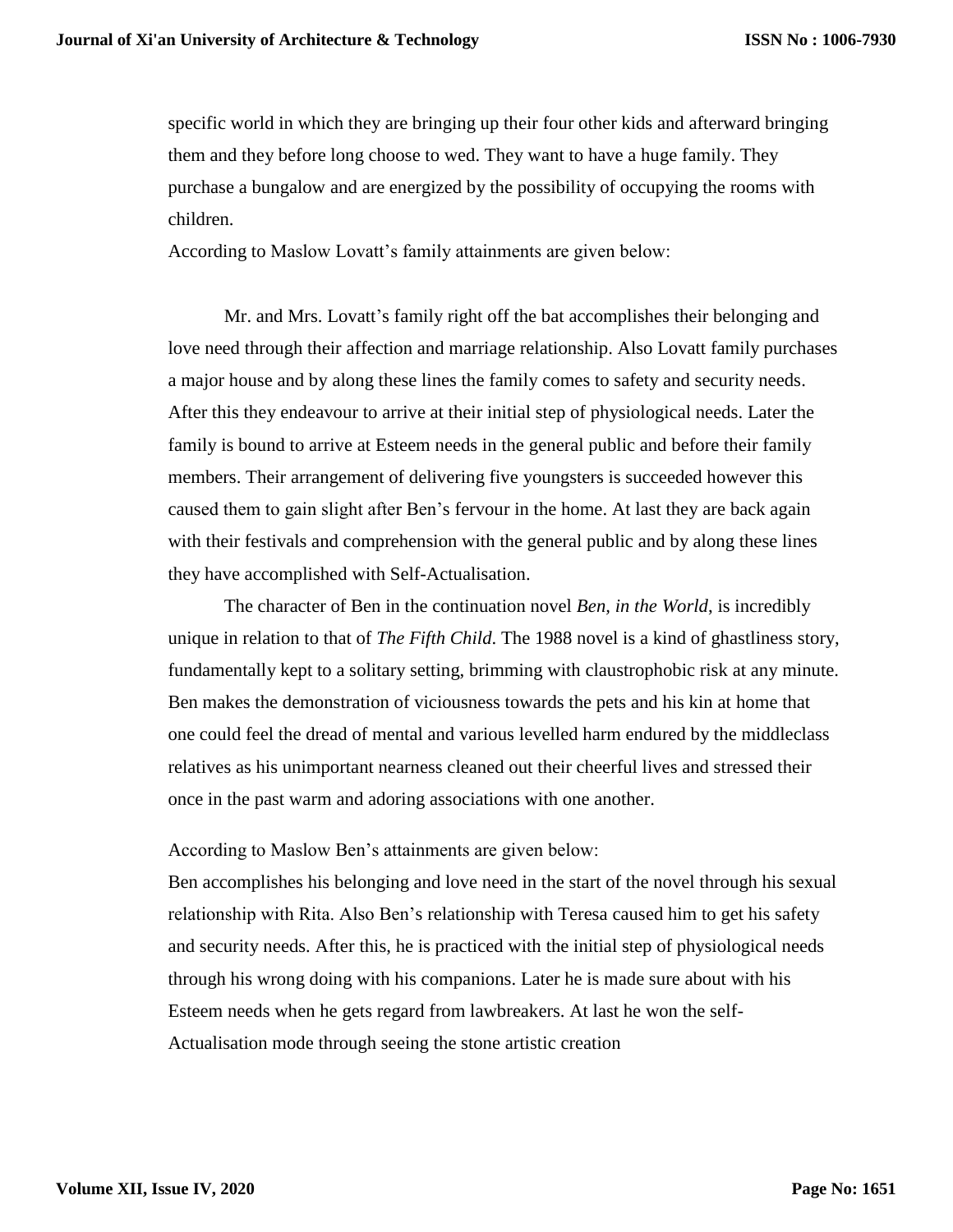specific world in which they are bringing up their four other kids and afterward bringing them and they before long choose to wed. They want to have a huge family. They purchase a bungalow and are energized by the possibility of occupying the rooms with children.

According to Maslow Lovatt's family attainments are given below:

Mr. and Mrs. Lovatt's family right off the bat accomplishes their belonging and love need through their affection and marriage relationship. Also Lovatt family purchases a major house and by along these lines the family comes to safety and security needs. After this they endeavour to arrive at their initial step of physiological needs. Later the family is bound to arrive at Esteem needs in the general public and before their family members. Their arrangement of delivering five youngsters is succeeded however this caused them to gain slight after Ben's fervour in the home. At last they are back again with their festivals and comprehension with the general public and by along these lines they have accomplished with Self-Actualisation.

The character of Ben in the continuation novel *Ben, in the World*, is incredibly unique in relation to that of *The Fifth Child*. The 1988 novel is a kind of ghastliness story, fundamentally kept to a solitary setting, brimming with claustrophobic risk at any minute. Ben makes the demonstration of viciousness towards the pets and his kin at home that one could feel the dread of mental and various levelled harm endured by the middleclass relatives as his unimportant nearness cleaned out their cheerful lives and stressed their once in the past warm and adoring associations with one another.

According to Maslow Ben's attainments are given below:

Ben accomplishes his belonging and love need in the start of the novel through his sexual relationship with Rita. Also Ben's relationship with Teresa caused him to get his safety and security needs. After this, he is practiced with the initial step of physiological needs through his wrong doing with his companions. Later he is made sure about with his Esteem needs when he gets regard from lawbreakers. At last he won the self-Actualisation mode through seeing the stone artistic creation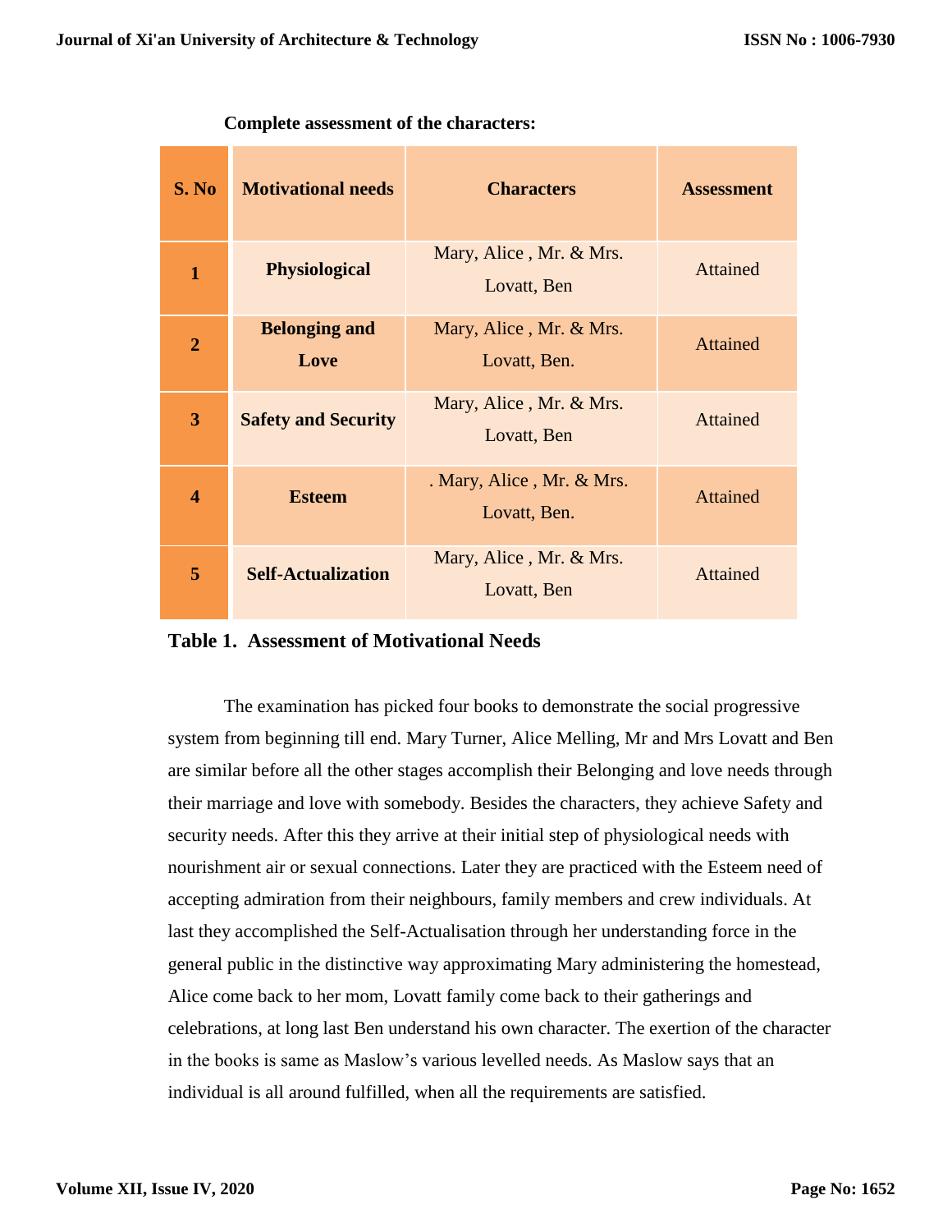**Complete assessment of the characters:**

| S. No | Motivational needs | Characters | Assessment |
|---|---|---|---|
| 1 | Physiological | Mary, Alice , Mr. & Mrs. Lovatt, Ben | Attained |
| 2 | Belonging and Love | Mary, Alice , Mr. & Mrs. Lovatt, Ben. | Attained |
| 3 | Safety and Security | Mary, Alice , Mr. & Mrs. Lovatt, Ben | Attained |
| 4 | Esteem | . Mary, Alice , Mr. & Mrs. Lovatt, Ben. | Attained |
| 5 | Self-Actualization | Mary, Alice , Mr. & Mrs. Lovatt, Ben | Attained |

**Table 1. Assessment of Motivational Needs**

The examination has picked four books to demonstrate the social progressive system from beginning till end. Mary Turner, Alice Melling, Mr and Mrs Lovatt and Ben are similar before all the other stages accomplish their Belonging and love needs through their marriage and love with somebody. Besides the characters, they achieve Safety and security needs. After this they arrive at their initial step of physiological needs with nourishment air or sexual connections. Later they are practiced with the Esteem need of accepting admiration from their neighbours, family members and crew individuals. At last they accomplished the Self-Actualisation through her understanding force in the general public in the distinctive way approximating Mary administering the homestead, Alice come back to her mom, Lovatt family come back to their gatherings and celebrations, at long last Ben understand his own character. The exertion of the character in the books is same as Maslow's various levelled needs. As Maslow says that an individual is all around fulfilled, when all the requirements are satisfied.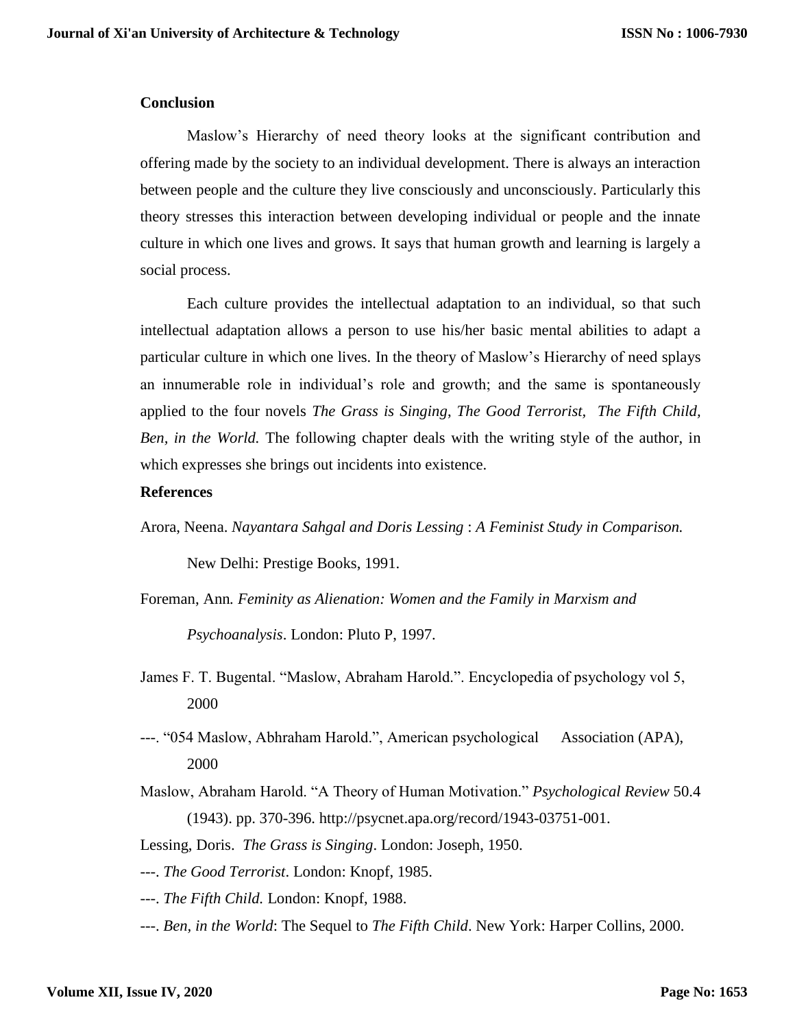## Conclusion

Maslow's Hierarchy of need theory looks at the significant contribution and offering made by the society to an individual development. There is always an interaction between people and the culture they live consciously and unconsciously. Particularly this theory stresses this interaction between developing individual or people and the innate culture in which one lives and grows. It says that human growth and learning is largely a social process.

Each culture provides the intellectual adaptation to an individual, so that such intellectual adaptation allows a person to use his/her basic mental abilities to adapt a particular culture in which one lives. In the theory of Maslow's Hierarchy of need splays an innumerable role in individual's role and growth; and the same is spontaneously applied to the four novels *The Grass is Singing*, *The Good Terrorist, The Fifth Child, Ben, in the World.* The following chapter deals with the writing style of the author, in which expresses she brings out incidents into existence.

## References

Arora, Neena. *Nayantara Sahgal and Doris Lessing* : *A Feminist Study in Comparison.* New Delhi: Prestige Books, 1991.

Foreman, Ann. *Feminity as Alienation: Women and the Family in Marxism and Psychoanalysis*. London: Pluto P, 1997.

James F. T. Bugental. "Maslow, Abraham Harold.". Encyclopedia of psychology vol 5, 2000

---. "054 Maslow, Abhraham Harold.", American psychological Association (APA), 2000

Maslow, Abraham Harold. "A Theory of Human Motivation." *Psychological Review* 50.4 (1943). pp. 370-396. http://psycnet.apa.org/record/1943-03751-001.

Lessing, Doris. *The Grass is Singing*. London: Joseph, 1950.

---. *The Good Terrorist*. London: Knopf, 1985.

---. *The Fifth Child.* London: Knopf, 1988.

---. *Ben, in the World*: The Sequel to *The Fifth Child*. New York: Harper Collins, 2000.